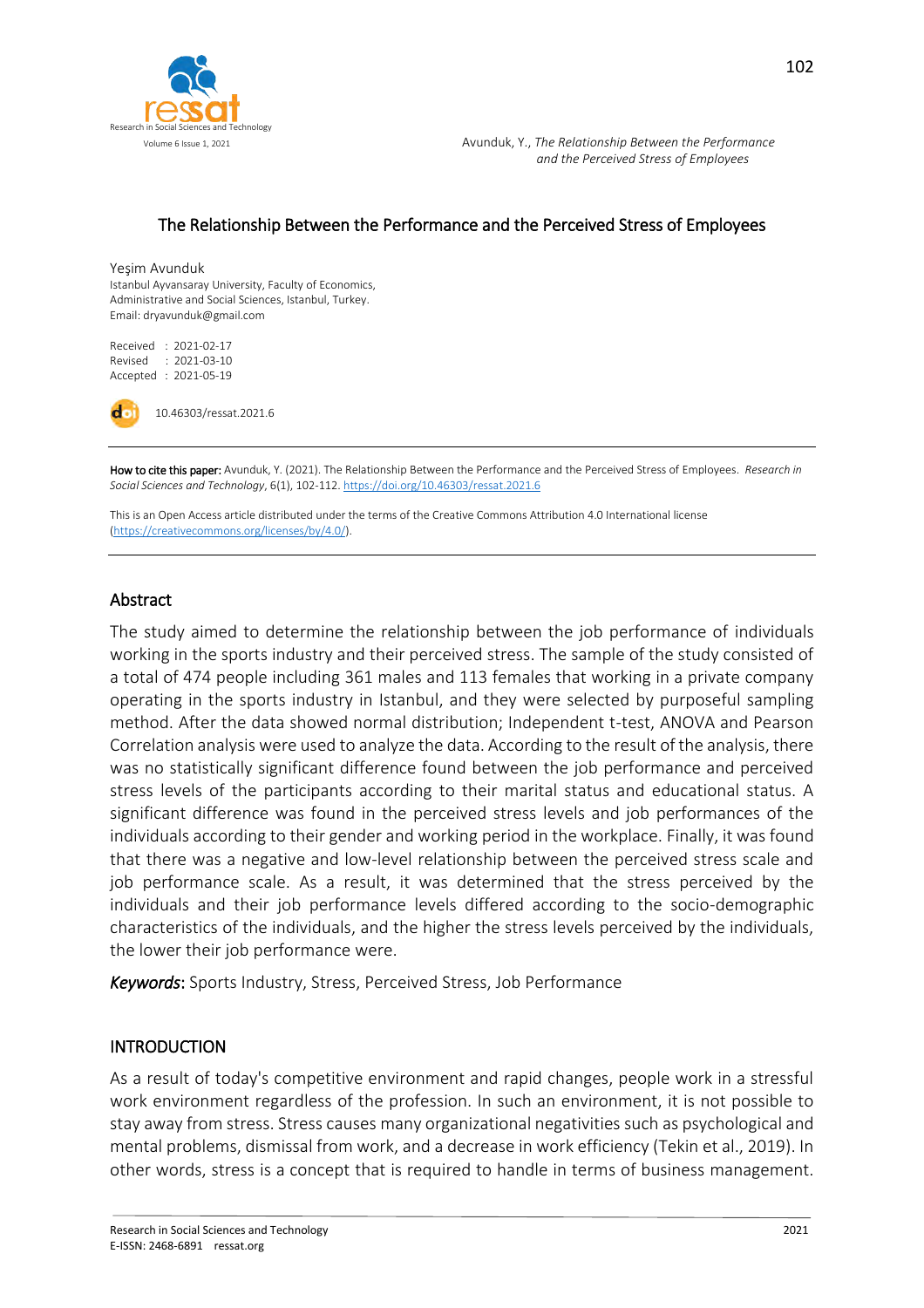# The Relationship Between the Performance and the Perceived Stress of Employees

Yeşim Avunduk
Istanbul Ayvansaray University, Faculty of Economics, Administrative and Social Sciences, Istanbul, Turkey.
Email: dryavunduk@gmail.com

Received : 2021-02-17
Revised : 2021-03-10
Accepted : 2021-05-19

10.46303/ressat.2021.6

**How to cite this paper:** Avunduk, Y. (2021). The Relationship Between the Performance and the Perceived Stress of Employees. *Research in Social Sciences and Technology*, 6(1), 102-112. https://doi.org/10.46303/ressat.2021.6

This is an Open Access article distributed under the terms of the Creative Commons Attribution 4.0 International license (https://creativecommons.org/licenses/by/4.0/).

## Abstract

The study aimed to determine the relationship between the job performance of individuals working in the sports industry and their perceived stress. The sample of the study consisted of a total of 474 people including 361 males and 113 females that working in a private company operating in the sports industry in Istanbul, and they were selected by purposeful sampling method. After the data showed normal distribution; Independent t-test, ANOVA and Pearson Correlation analysis were used to analyze the data. According to the result of the analysis, there was no statistically significant difference found between the job performance and perceived stress levels of the participants according to their marital status and educational status. A significant difference was found in the perceived stress levels and job performances of the individuals according to their gender and working period in the workplace. Finally, it was found that there was a negative and low-level relationship between the perceived stress scale and job performance scale. As a result, it was determined that the stress perceived by the individuals and their job performance levels differed according to the socio-demographic characteristics of the individuals, and the higher the stress levels perceived by the individuals, the lower their job performance were.

***Keywords***: Sports Industry, Stress, Perceived Stress, Job Performance

## INTRODUCTION

As a result of today's competitive environment and rapid changes, people work in a stressful work environment regardless of the profession. In such an environment, it is not possible to stay away from stress. Stress causes many organizational negativities such as psychological and mental problems, dismissal from work, and a decrease in work efficiency (Tekin et al., 2019). In other words, stress is a concept that is required to handle in terms of business management.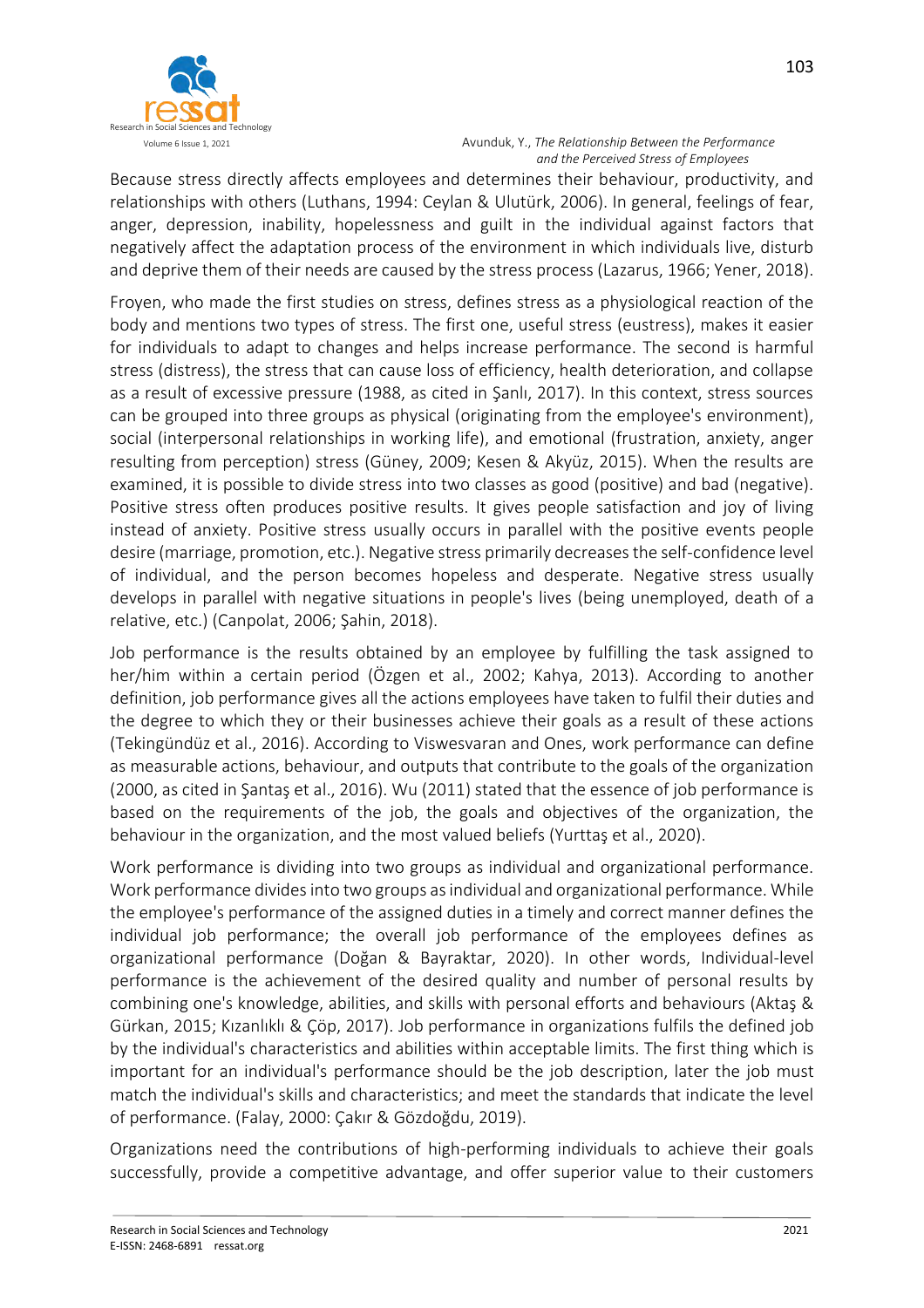Because stress directly affects employees and determines their behaviour, productivity, and relationships with others (Luthans, 1994: Ceylan & Ulutürk, 2006). In general, feelings of fear, anger, depression, inability, hopelessness and guilt in the individual against factors that negatively affect the adaptation process of the environment in which individuals live, disturb and deprive them of their needs are caused by the stress process (Lazarus, 1966; Yener, 2018).

Froyen, who made the first studies on stress, defines stress as a physiological reaction of the body and mentions two types of stress. The first one, useful stress (eustress), makes it easier for individuals to adapt to changes and helps increase performance. The second is harmful stress (distress), the stress that can cause loss of efficiency, health deterioration, and collapse as a result of excessive pressure (1988, as cited in Şanlı, 2017). In this context, stress sources can be grouped into three groups as physical (originating from the employee's environment), social (interpersonal relationships in working life), and emotional (frustration, anxiety, anger resulting from perception) stress (Güney, 2009; Kesen & Akyüz, 2015). When the results are examined, it is possible to divide stress into two classes as good (positive) and bad (negative). Positive stress often produces positive results. It gives people satisfaction and joy of living instead of anxiety. Positive stress usually occurs in parallel with the positive events people desire (marriage, promotion, etc.). Negative stress primarily decreases the self-confidence level of individual, and the person becomes hopeless and desperate. Negative stress usually develops in parallel with negative situations in people's lives (being unemployed, death of a relative, etc.) (Canpolat, 2006; Şahin, 2018).

Job performance is the results obtained by an employee by fulfilling the task assigned to her/him within a certain period (Özgen et al., 2002; Kahya, 2013). According to another definition, job performance gives all the actions employees have taken to fulfil their duties and the degree to which they or their businesses achieve their goals as a result of these actions (Tekingündüz et al., 2016). According to Viswesvaran and Ones, work performance can define as measurable actions, behaviour, and outputs that contribute to the goals of the organization (2000, as cited in Şantaş et al., 2016). Wu (2011) stated that the essence of job performance is based on the requirements of the job, the goals and objectives of the organization, the behaviour in the organization, and the most valued beliefs (Yurttaş et al., 2020).

Work performance is dividing into two groups as individual and organizational performance. Work performance divides into two groups as individual and organizational performance. While the employee's performance of the assigned duties in a timely and correct manner defines the individual job performance; the overall job performance of the employees defines as organizational performance (Doğan & Bayraktar, 2020). In other words, Individual-level performance is the achievement of the desired quality and number of personal results by combining one's knowledge, abilities, and skills with personal efforts and behaviours (Aktaş & Gürkan, 2015; Kızanlıklı & Çöp, 2017). Job performance in organizations fulfils the defined job by the individual's characteristics and abilities within acceptable limits. The first thing which is important for an individual's performance should be the job description, later the job must match the individual's skills and characteristics; and meet the standards that indicate the level of performance. (Falay, 2000: Çakır & Gözdoğdu, 2019).

Organizations need the contributions of high-performing individuals to achieve their goals successfully, provide a competitive advantage, and offer superior value to their customers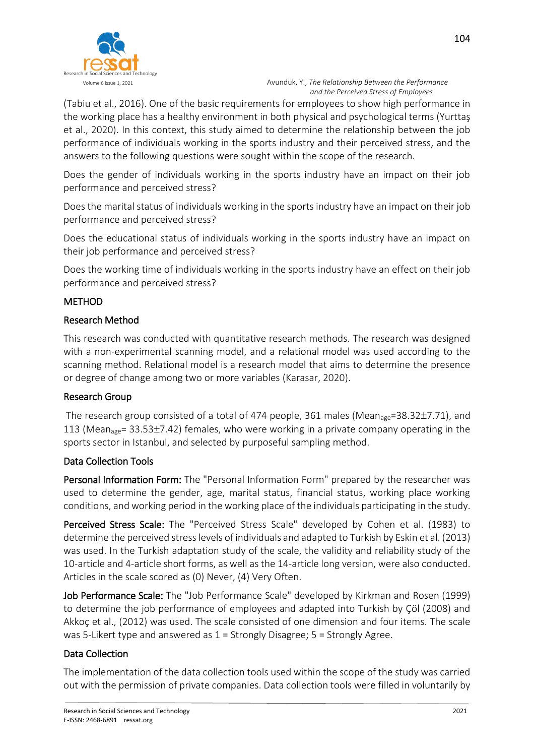(Tabiu et al., 2016). One of the basic requirements for employees to show high performance in the working place has a healthy environment in both physical and psychological terms (Yurttaş et al., 2020). In this context, this study aimed to determine the relationship between the job performance of individuals working in the sports industry and their perceived stress, and the answers to the following questions were sought within the scope of the research.

Does the gender of individuals working in the sports industry have an impact on their job performance and perceived stress?

Does the marital status of individuals working in the sports industry have an impact on their job performance and perceived stress?

Does the educational status of individuals working in the sports industry have an impact on their job performance and perceived stress?

Does the working time of individuals working in the sports industry have an effect on their job performance and perceived stress?

## METHOD

### Research Method

This research was conducted with quantitative research methods. The research was designed with a non-experimental scanning model, and a relational model was used according to the scanning method. Relational model is a research model that aims to determine the presence or degree of change among two or more variables (Karasar, 2020).

### Research Group

The research group consisted of a total of 474 people, 361 males ($Mean_{age}$=38.32±7.71), and 113 ($Mean_{age}$= 33.53±7.42) females, who were working in a private company operating in the sports sector in Istanbul, and selected by purposeful sampling method.

### Data Collection Tools

**Personal Information Form:** The "Personal Information Form" prepared by the researcher was used to determine the gender, age, marital status, financial status, working place working conditions, and working period in the working place of the individuals participating in the study.

**Perceived Stress Scale:** The "Perceived Stress Scale" developed by Cohen et al. (1983) to determine the perceived stress levels of individuals and adapted to Turkish by Eskin et al. (2013) was used. In the Turkish adaptation study of the scale, the validity and reliability study of the 10-article and 4-article short forms, as well as the 14-article long version, were also conducted. Articles in the scale scored as (0) Never, (4) Very Often.

**Job Performance Scale:** The "Job Performance Scale" developed by Kirkman and Rosen (1999) to determine the job performance of employees and adapted into Turkish by Çöl (2008) and Akkoç et al., (2012) was used. The scale consisted of one dimension and four items. The scale was 5-Likert type and answered as 1 = Strongly Disagree; 5 = Strongly Agree.

### Data Collection

The implementation of the data collection tools used within the scope of the study was carried out with the permission of private companies. Data collection tools were filled in voluntarily by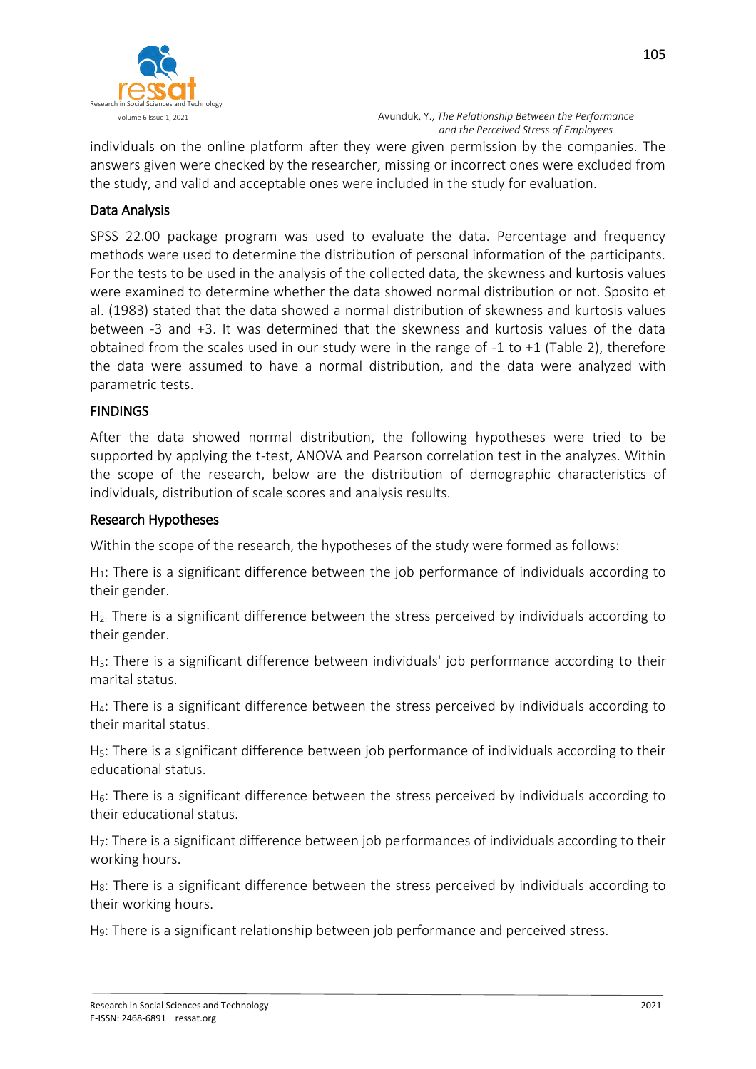individuals on the online platform after they were given permission by the companies. The answers given were checked by the researcher, missing or incorrect ones were excluded from the study, and valid and acceptable ones were included in the study for evaluation.

## Data Analysis

SPSS 22.00 package program was used to evaluate the data. Percentage and frequency methods were used to determine the distribution of personal information of the participants. For the tests to be used in the analysis of the collected data, the skewness and kurtosis values were examined to determine whether the data showed normal distribution or not. Sposito et al. (1983) stated that the data showed a normal distribution of skewness and kurtosis values between -3 and +3. It was determined that the skewness and kurtosis values of the data obtained from the scales used in our study were in the range of -1 to +1 (Table 2), therefore the data were assumed to have a normal distribution, and the data were analyzed with parametric tests.

## FINDINGS

After the data showed normal distribution, the following hypotheses were tried to be supported by applying the t-test, ANOVA and Pearson correlation test in the analyzes. Within the scope of the research, below are the distribution of demographic characteristics of individuals, distribution of scale scores and analysis results.

## Research Hypotheses

Within the scope of the research, the hypotheses of the study were formed as follows:

$H_1$: There is a significant difference between the job performance of individuals according to their gender.

$H_2$: There is a significant difference between the stress perceived by individuals according to their gender.

$H_3$: There is a significant difference between individuals' job performance according to their marital status.

$H_4$: There is a significant difference between the stress perceived by individuals according to their marital status.

$H_5$: There is a significant difference between job performance of individuals according to their educational status.

$H_6$: There is a significant difference between the stress perceived by individuals according to their educational status.

$H_7$: There is a significant difference between job performances of individuals according to their working hours.

$H_8$: There is a significant difference between the stress perceived by individuals according to their working hours.

$H_9$: There is a significant relationship between job performance and perceived stress.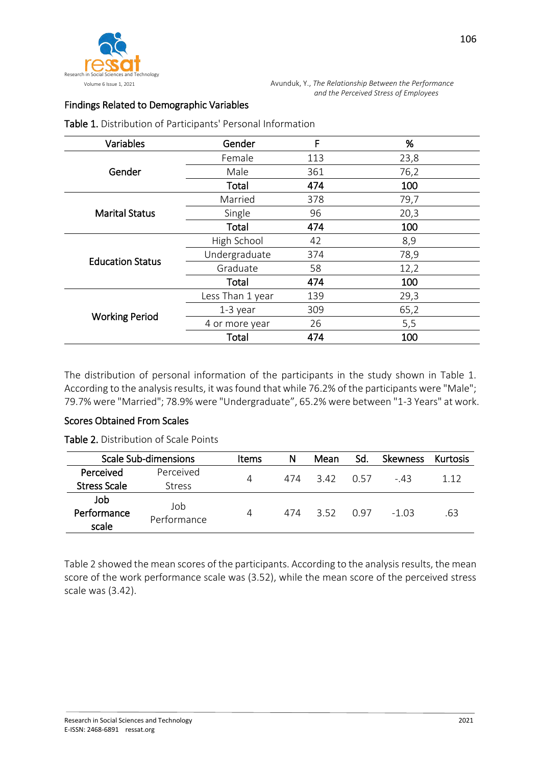## Findings Related to Demographic Variables

**Table 1.** Distribution of Participants' Personal Information

| Variables | Gender | F | % |
|---|---|---|---|
| Gender | Female | 113 | 23,8 |
| | Male | 361 | 76,2 |
| | **Total** | **474** | **100** |
| Marital Status | Married | 378 | 79,7 |
| | Single | 96 | 20,3 |
| | **Total** | **474** | **100** |
| Education Status | High School | 42 | 8,9 |
| | Undergraduate | 374 | 78,9 |
| | Graduate | 58 | 12,2 |
| | **Total** | **474** | **100** |
| Working Period | Less Than 1 year | 139 | 29,3 |
| | 1-3 year | 309 | 65,2 |
| | 4 or more year | 26 | 5,5 |
| | **Total** | **474** | **100** |

The distribution of personal information of the participants in the study shown in Table 1. According to the analysis results, it was found that while 76.2% of the participants were "Male"; 79.7% were "Married"; 78.9% were "Undergraduate", 65.2% were between "1-3 Years" at work.

## Scores Obtained From Scales

**Table 2.** Distribution of Scale Points

| Scale Sub-dimensions | | Items | N | Mean | Sd. | Skewness | Kurtosis |
|---|---|---|---|---|---|---|---|
| **Perceived Stress Scale** | Perceived Stress | 4 | 474 | 3.42 | 0.57 | -.43 | 1.12 |
| **Job Performance scale** | Job Performance | 4 | 474 | 3.52 | 0.97 | -1.03 | .63 |

Table 2 showed the mean scores of the participants. According to the analysis results, the mean score of the work performance scale was (3.52), while the mean score of the perceived stress scale was (3.42).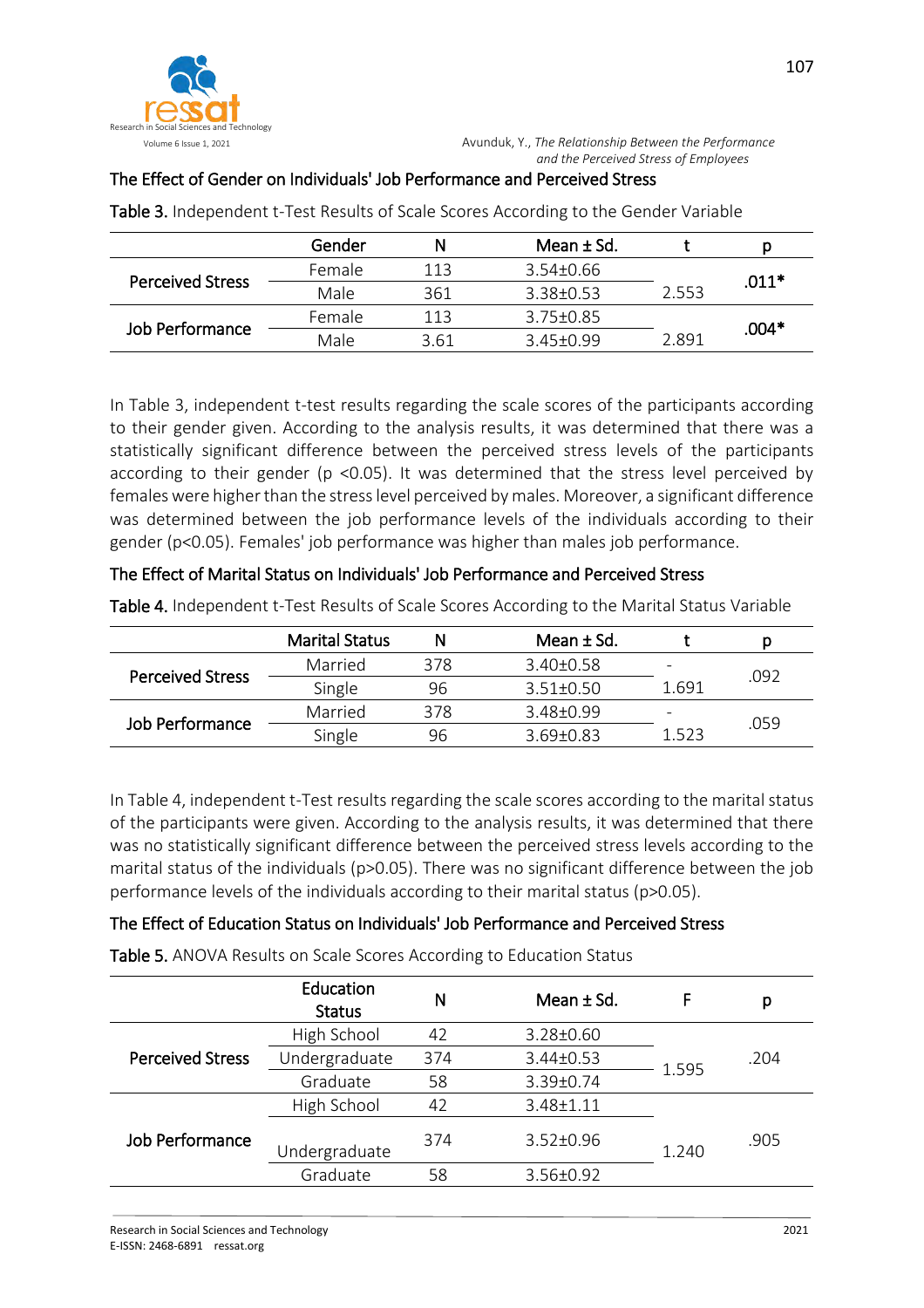### The Effect of Gender on Individuals' Job Performance and Perceived Stress

**Table 3.** Independent t-Test Results of Scale Scores According to the Gender Variable

| | Gender | N | Mean ± Sd. | t | p |
|---|---|---|---|---|---|
| Perceived Stress | Female | 113 | 3.54±0.66 | 2.553 | .011* |
| | Male | 361 | 3.38±0.53 | | |
| Job Performance | Female | 113 | 3.75±0.85 | 2.891 | .004* |
| | Male | 3.61 | 3.45±0.99 | | |

In Table 3, independent t-test results regarding the scale scores of the participants according to their gender given. According to the analysis results, it was determined that there was a statistically significant difference between the perceived stress levels of the participants according to their gender (p <0.05). It was determined that the stress level perceived by females were higher than the stress level perceived by males. Moreover, a significant difference was determined between the job performance levels of the individuals according to their gender (p<0.05). Females' job performance was higher than males job performance.

### The Effect of Marital Status on Individuals' Job Performance and Perceived Stress

**Table 4.** Independent t-Test Results of Scale Scores According to the Marital Status Variable

| | Marital Status | N | Mean ± Sd. | t | p |
|---|---|---|---|---|---|
| Perceived Stress | Married | 378 | 3.40±0.58 | -1.691 | .092 |
| | Single | 96 | 3.51±0.50 | | |
| Job Performance | Married | 378 | 3.48±0.99 | -1.523 | .059 |
| | Single | 96 | 3.69±0.83 | | |

In Table 4, independent t-Test results regarding the scale scores according to the marital status of the participants were given. According to the analysis results, it was determined that there was no statistically significant difference between the perceived stress levels according to the marital status of the individuals (p>0.05). There was no significant difference between the job performance levels of the individuals according to their marital status (p>0.05).

### The Effect of Education Status on Individuals' Job Performance and Perceived Stress

**Table 5.** ANOVA Results on Scale Scores According to Education Status

| | Education Status | N | Mean ± Sd. | F | p |
|---|---|---|---|---|---|
| Perceived Stress | High School | 42 | 3.28±0.60 | 1.595 | .204 |
| | Undergraduate | 374 | 3.44±0.53 | | |
| | Graduate | 58 | 3.39±0.74 | | |
| Job Performance | High School | 42 | 3.48±1.11 | 1.240 | .905 |
| | Undergraduate | 374 | 3.52±0.96 | | |
| | Graduate | 58 | 3.56±0.92 | | |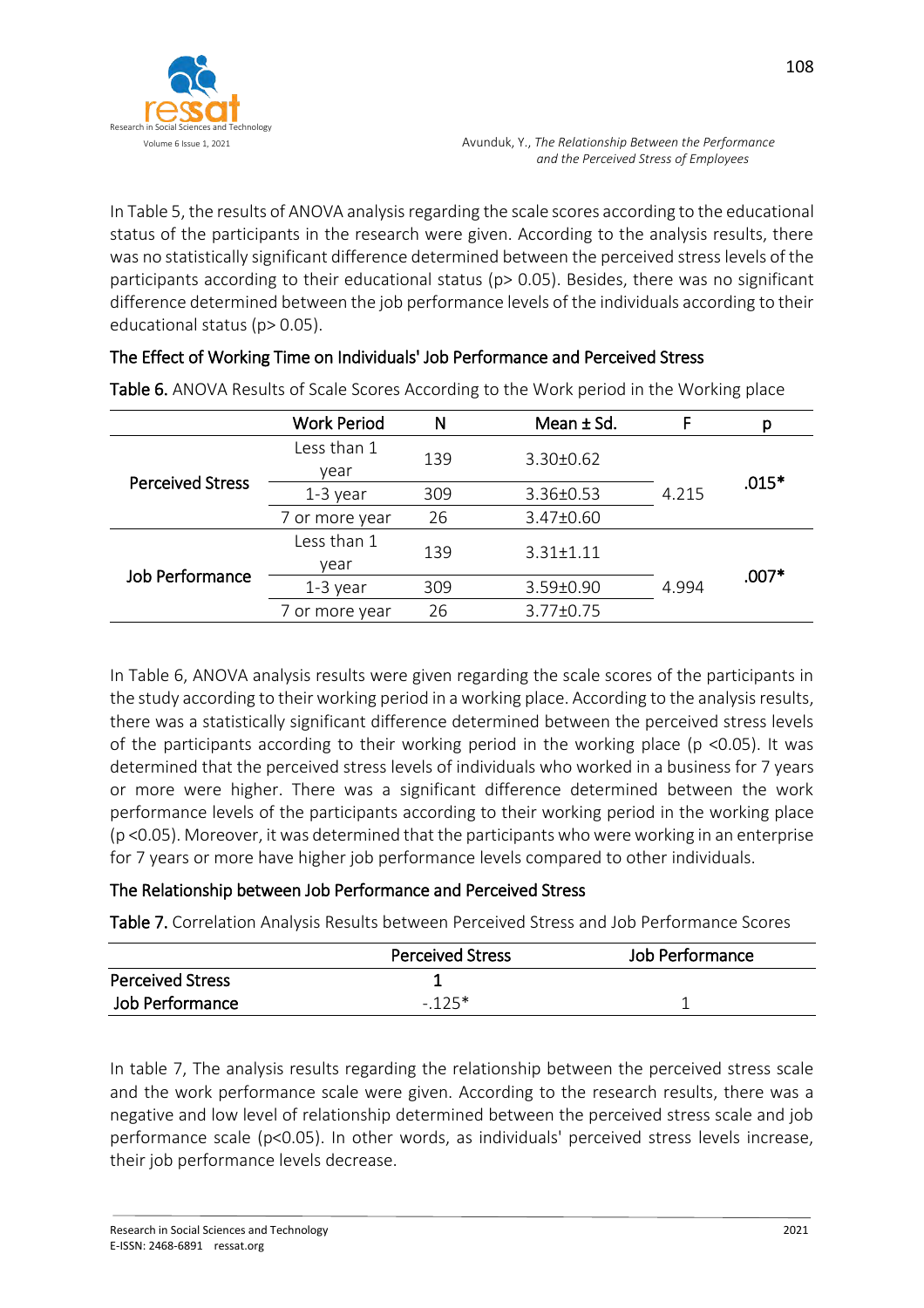In Table 5, the results of ANOVA analysis regarding the scale scores according to the educational status of the participants in the research were given. According to the analysis results, there was no statistically significant difference determined between the perceived stress levels of the participants according to their educational status (p> 0.05). Besides, there was no significant difference determined between the job performance levels of the individuals according to their educational status (p> 0.05).

### The Effect of Working Time on Individuals' Job Performance and Perceived Stress

**Table 6.** ANOVA Results of Scale Scores According to the Work period in the Working place

| | Work Period | N | Mean ± Sd. | F | p |
|---|---|---|---|---|---|
| **Perceived Stress** | Less than 1 year | 139 | 3.30±0.62 | 4.215 | .015* |
| | 1-3 year | 309 | 3.36±0.53 | | |
| | 7 or more year | 26 | 3.47±0.60 | | |
| **Job Performance** | Less than 1 year | 139 | 3.31±1.11 | 4.994 | .007* |
| | 1-3 year | 309 | 3.59±0.90 | | |
| | 7 or more year | 26 | 3.77±0.75 | | |

In Table 6, ANOVA analysis results were given regarding the scale scores of the participants in the study according to their working period in a working place. According to the analysis results, there was a statistically significant difference determined between the perceived stress levels of the participants according to their working period in the working place (p <0.05). It was determined that the perceived stress levels of individuals who worked in a business for 7 years or more were higher. There was a significant difference determined between the work performance levels of the participants according to their working period in the working place (p <0.05). Moreover, it was determined that the participants who were working in an enterprise for 7 years or more have higher job performance levels compared to other individuals.

### The Relationship between Job Performance and Perceived Stress

**Table 7.** Correlation Analysis Results between Perceived Stress and Job Performance Scores

| | Perceived Stress | Job Performance |
|---|---|---|
| **Perceived Stress** | 1 | |
| **Job Performance** | -.125* | 1 |

In table 7, The analysis results regarding the relationship between the perceived stress scale and the work performance scale were given. According to the research results, there was a negative and low level of relationship determined between the perceived stress scale and job performance scale (p<0.05). In other words, as individuals' perceived stress levels increase, their job performance levels decrease.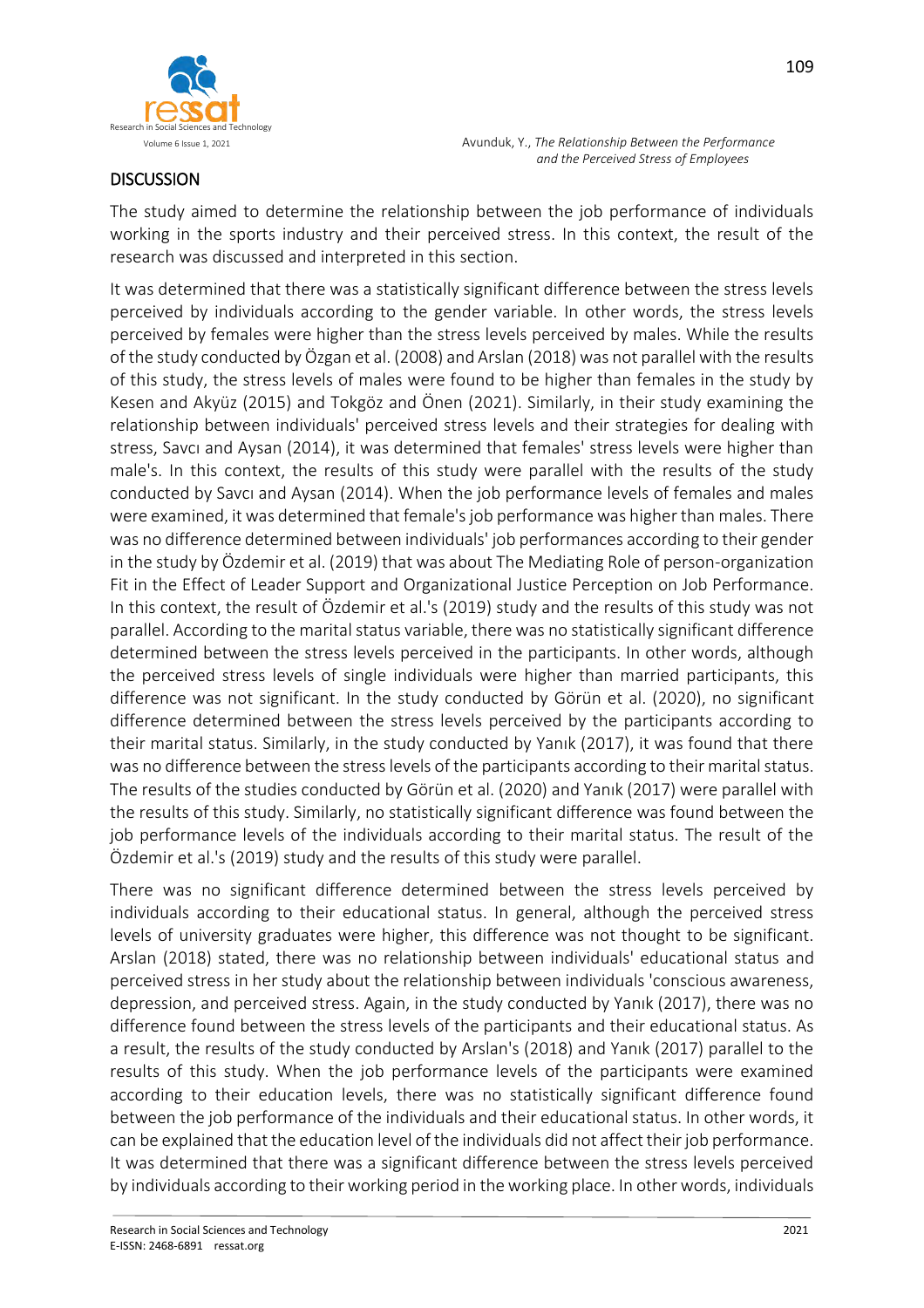## DISCUSSION

The study aimed to determine the relationship between the job performance of individuals working in the sports industry and their perceived stress. In this context, the result of the research was discussed and interpreted in this section.

It was determined that there was a statistically significant difference between the stress levels perceived by individuals according to the gender variable. In other words, the stress levels perceived by females were higher than the stress levels perceived by males. While the results of the study conducted by Özgan et al. (2008) and Arslan (2018) was not parallel with the results of this study, the stress levels of males were found to be higher than females in the study by Kesen and Akyüz (2015) and Tokgöz and Önen (2021). Similarly, in their study examining the relationship between individuals' perceived stress levels and their strategies for dealing with stress, Savcı and Aysan (2014), it was determined that females' stress levels were higher than male's. In this context, the results of this study were parallel with the results of the study conducted by Savcı and Aysan (2014). When the job performance levels of females and males were examined, it was determined that female's job performance was higher than males. There was no difference determined between individuals' job performances according to their gender in the study by Özdemir et al. (2019) that was about The Mediating Role of person-organization Fit in the Effect of Leader Support and Organizational Justice Perception on Job Performance. In this context, the result of Özdemir et al.'s (2019) study and the results of this study was not parallel. According to the marital status variable, there was no statistically significant difference determined between the stress levels perceived in the participants. In other words, although the perceived stress levels of single individuals were higher than married participants, this difference was not significant. In the study conducted by Görün et al. (2020), no significant difference determined between the stress levels perceived by the participants according to their marital status. Similarly, in the study conducted by Yanık (2017), it was found that there was no difference between the stress levels of the participants according to their marital status. The results of the studies conducted by Görün et al. (2020) and Yanık (2017) were parallel with the results of this study. Similarly, no statistically significant difference was found between the job performance levels of the individuals according to their marital status. The result of the Özdemir et al.'s (2019) study and the results of this study were parallel.

There was no significant difference determined between the stress levels perceived by individuals according to their educational status. In general, although the perceived stress levels of university graduates were higher, this difference was not thought to be significant. Arslan (2018) stated, there was no relationship between individuals' educational status and perceived stress in her study about the relationship between individuals 'conscious awareness, depression, and perceived stress. Again, in the study conducted by Yanık (2017), there was no difference found between the stress levels of the participants and their educational status. As a result, the results of the study conducted by Arslan's (2018) and Yanık (2017) parallel to the results of this study. When the job performance levels of the participants were examined according to their education levels, there was no statistically significant difference found between the job performance of the individuals and their educational status. In other words, it can be explained that the education level of the individuals did not affect their job performance. It was determined that there was a significant difference between the stress levels perceived by individuals according to their working period in the working place. In other words, individuals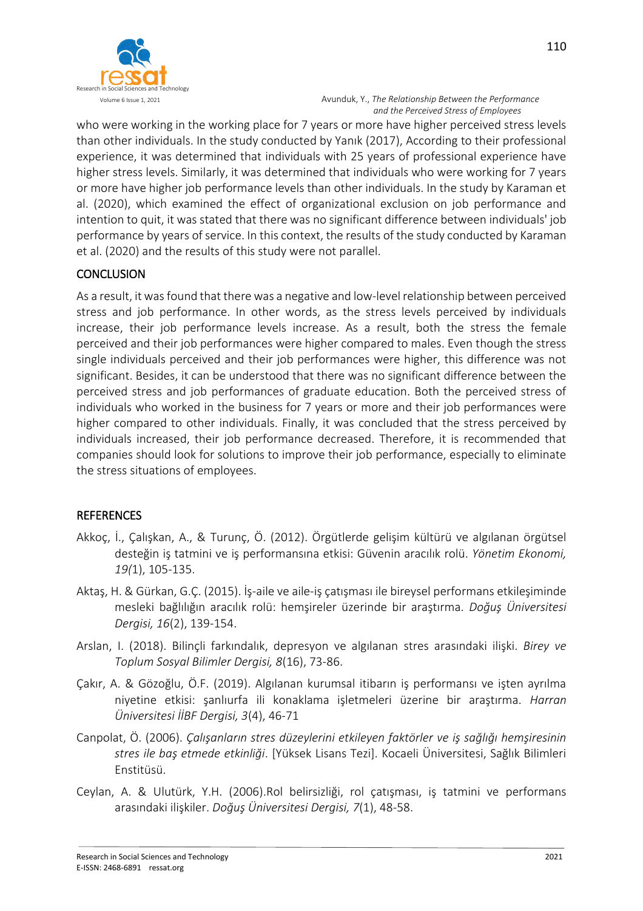who were working in the working place for 7 years or more have higher perceived stress levels than other individuals. In the study conducted by Yanık (2017), According to their professional experience, it was determined that individuals with 25 years of professional experience have higher stress levels. Similarly, it was determined that individuals who were working for 7 years or more have higher job performance levels than other individuals. In the study by Karaman et al. (2020), which examined the effect of organizational exclusion on job performance and intention to quit, it was stated that there was no significant difference between individuals' job performance by years of service. In this context, the results of the study conducted by Karaman et al. (2020) and the results of this study were not parallel.

## CONCLUSION

As a result, it was found that there was a negative and low-level relationship between perceived stress and job performance. In other words, as the stress levels perceived by individuals increase, their job performance levels increase. As a result, both the stress the female perceived and their job performances were higher compared to males. Even though the stress single individuals perceived and their job performances were higher, this difference was not significant. Besides, it can be understood that there was no significant difference between the perceived stress and job performances of graduate education. Both the perceived stress of individuals who worked in the business for 7 years or more and their job performances were higher compared to other individuals. Finally, it was concluded that the stress perceived by individuals increased, their job performance decreased. Therefore, it is recommended that companies should look for solutions to improve their job performance, especially to eliminate the stress situations of employees.

## REFERENCES

Akkoç, İ., Çalışkan, A., & Turunç, Ö. (2012). Örgütlerde gelişim kültürü ve algılanan örgütsel desteğin iş tatmini ve iş performansına etkisi: Güvenin aracılık rolü. *Yönetim Ekonomi, 19(*1), 105-135.

Aktaş, H. & Gürkan, G.Ç. (2015). İş-aile ve aile-iş çatışması ile bireysel performans etkileşiminde mesleki bağlılığın aracılık rolü: hemşireler üzerinde bir araştırma. *Doğuş Üniversitesi Dergisi, 16*(2), 139-154.

Arslan, I. (2018). Bilinçli farkındalık, depresyon ve algılanan stres arasındaki ilişki. *Birey ve Toplum Sosyal Bilimler Dergisi, 8*(16), 73-86.

Çakır, A. & Gözoğlu, Ö.F. (2019). Algılanan kurumsal itibarın iş performansı ve işten ayrılma niyetine etkisi: şanlıurfa ili konaklama işletmeleri üzerine bir araştırma. *Harran Üniversitesi İİBF Dergisi, 3*(4), 46-71

Canpolat, Ö. (2006). *Çalışanların stres düzeylerini etkileyen faktörler ve iş sağlığı hemşiresinin stres ile baş etmede etkinliği*. [Yüksek Lisans Tezi]. Kocaeli Üniversitesi, Sağlık Bilimleri Enstitüsü.

Ceylan, A. & Ulutürk, Y.H. (2006).Rol belirsizliği, rol çatışması, iş tatmini ve performans arasındaki ilişkiler. *Doğuş Üniversitesi Dergisi, 7*(1), 48-58.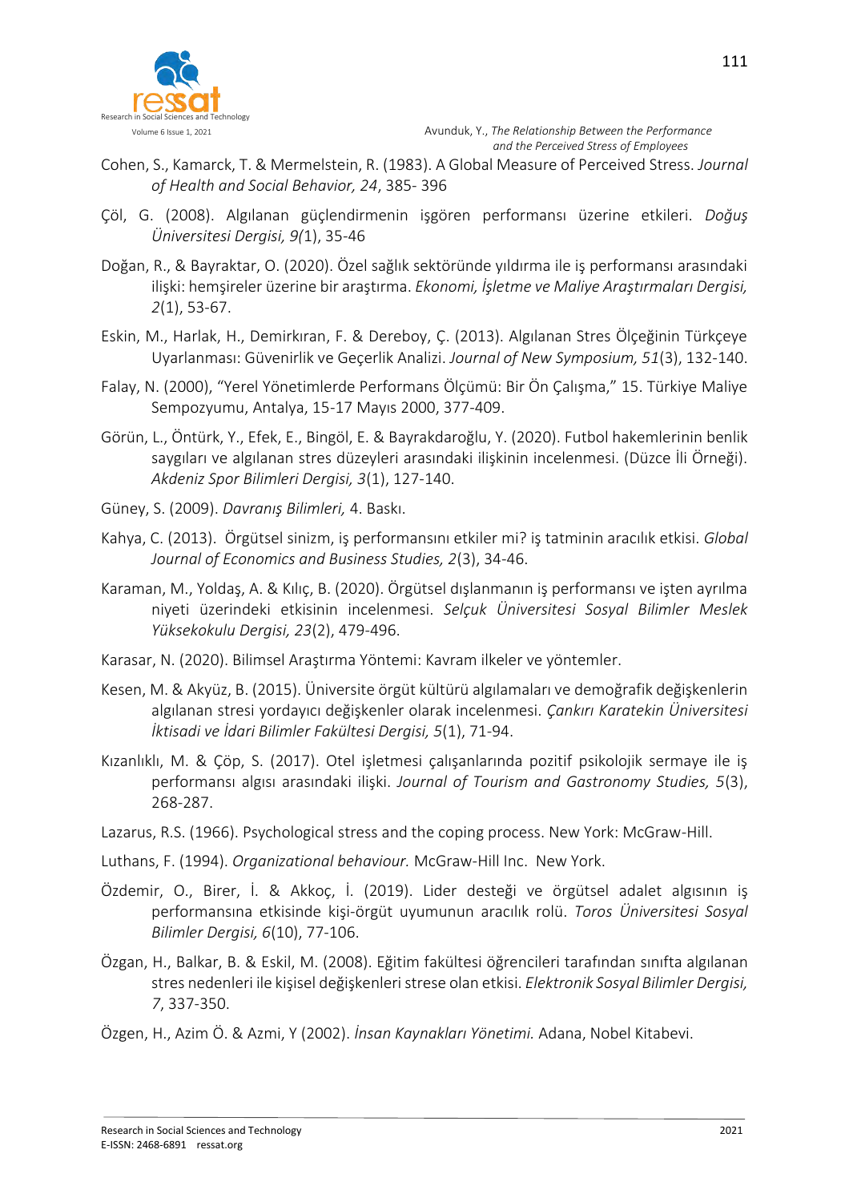Cohen, S., Kamarck, T. & Mermelstein, R. (1983). A Global Measure of Perceived Stress. *Journal of Health and Social Behavior, 24*, 385- 396

Çöl, G. (2008). Algılanan güçlendirmenin işgören performansı üzerine etkileri. *Doğuş Üniversitesi Dergisi, 9(*1), 35-46

Doğan, R., & Bayraktar, O. (2020). Özel sağlık sektöründe yıldırma ile iş performansı arasındaki ilişki: hemşireler üzerine bir araştırma. *Ekonomi, İşletme ve Maliye Araştırmaları Dergisi, 2*(1), 53-67.

Eskin, M., Harlak, H., Demirkıran, F. & Dereboy, Ç. (2013). Algılanan Stres Ölçeğinin Türkçeye Uyarlanması: Güvenirlik ve Geçerlik Analizi. *Journal of New Symposium, 51*(3), 132-140.

Falay, N. (2000), "Yerel Yönetimlerde Performans Ölçümü: Bir Ön Çalışma," 15. Türkiye Maliye Sempozyumu, Antalya, 15-17 Mayıs 2000, 377-409.

Görün, L., Öntürk, Y., Efek, E., Bingöl, E. & Bayrakdaroğlu, Y. (2020). Futbol hakemlerinin benlik saygıları ve algılanan stres düzeyleri arasındaki ilişkinin incelenmesi. (Düzce İli Örneği). *Akdeniz Spor Bilimleri Dergisi, 3*(1), 127-140.

Güney, S. (2009). *Davranış Bilimleri,* 4. Baskı.

Kahya, C. (2013). Örgütsel sinizm, iş performansını etkiler mi? iş tatminin aracılık etkisi. *Global Journal of Economics and Business Studies, 2*(3), 34-46.

Karaman, M., Yoldaş, A. & Kılıç, B. (2020). Örgütsel dışlanmanın iş performansı ve işten ayrılma niyeti üzerindeki etkisinin incelenmesi. *Selçuk Üniversitesi Sosyal Bilimler Meslek Yüksekokulu Dergisi, 23*(2), 479-496.

Karasar, N. (2020). Bilimsel Araştırma Yöntemi: Kavram ilkeler ve yöntemler.

Kesen, M. & Akyüz, B. (2015). Üniversite örgüt kültürü algılamaları ve demoğrafik değişkenlerin algılanan stresi yordayıcı değişkenler olarak incelenmesi. *Çankırı Karatekin Üniversitesi İktisadi ve İdari Bilimler Fakültesi Dergisi, 5*(1), 71-94.

Kızanlıklı, M. & Çöp, S. (2017). Otel işletmesi çalışanlarında pozitif psikolojik sermaye ile iş performansı algısı arasındaki ilişki. *Journal of Tourism and Gastronomy Studies, 5*(3), 268-287.

Lazarus, R.S. (1966). Psychological stress and the coping process. New York: McGraw-Hill.

Luthans, F. (1994). *Organizational behaviour.* McGraw-Hill Inc. New York.

Özdemir, O., Birer, İ. & Akkoç, İ. (2019). Lider desteği ve örgütsel adalet algısının iş performansına etkisinde kişi-örgüt uyumunun aracılık rolü. *Toros Üniversitesi Sosyal Bilimler Dergisi, 6*(10), 77-106.

Özgan, H., Balkar, B. & Eskil, M. (2008). Eğitim fakültesi öğrencileri tarafından sınıfta algılanan stres nedenleri ile kişisel değişkenleri strese olan etkisi. *Elektronik Sosyal Bilimler Dergisi, 7*, 337-350.

Özgen, H., Azim Ö. & Azmi, Y (2002). *İnsan Kaynakları Yönetimi.* Adana, Nobel Kitabevi.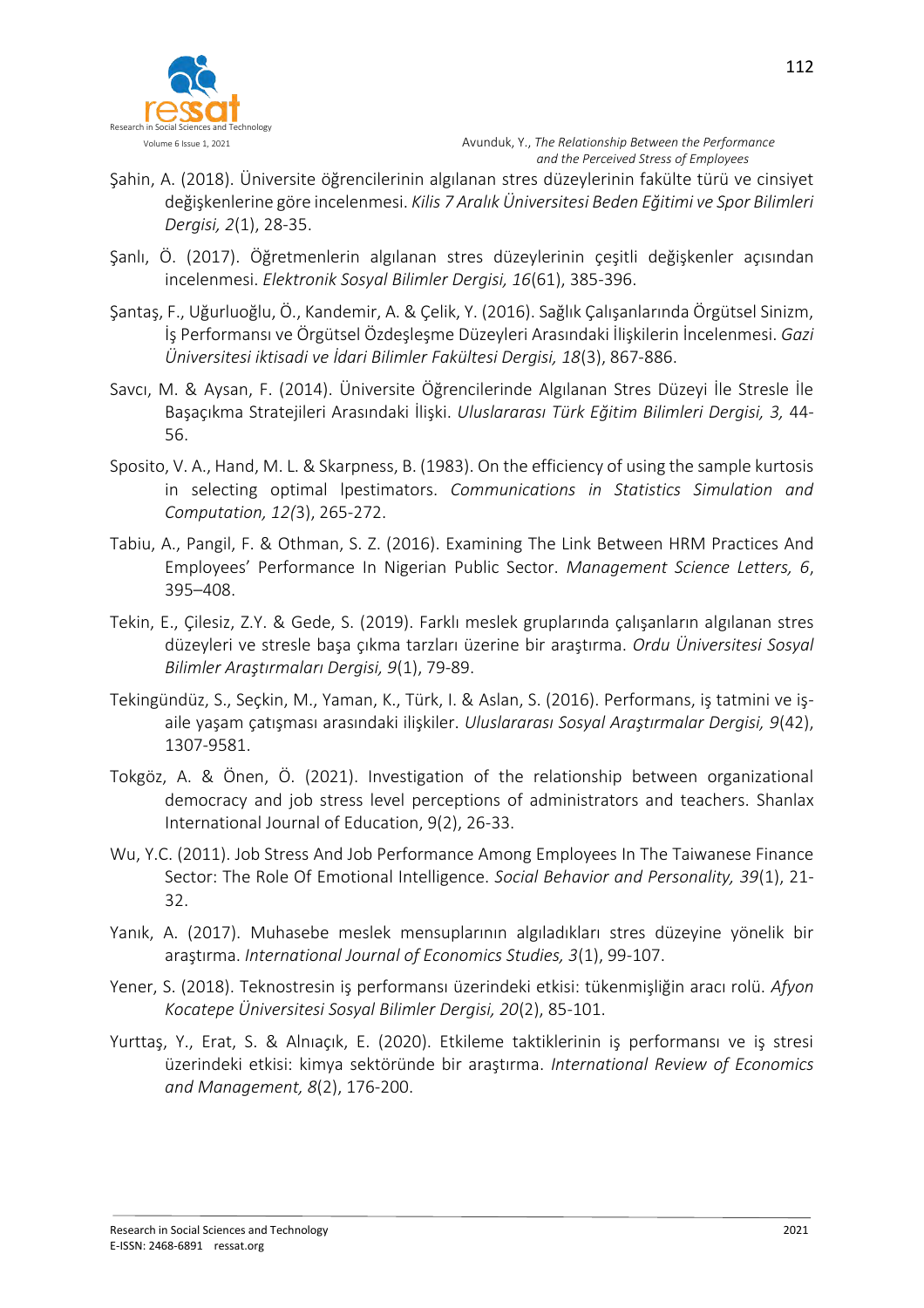Şahin, A. (2018). Üniversite öğrencilerinin algılanan stres düzeylerinin fakülte türü ve cinsiyet değişkenlerine göre incelenmesi. *Kilis 7 Aralık Üniversitesi Beden Eğitimi ve Spor Bilimleri Dergisi, 2*(1), 28-35.

Şanlı, Ö. (2017). Öğretmenlerin algılanan stres düzeylerinin çeşitli değişkenler açısından incelenmesi. *Elektronik Sosyal Bilimler Dergisi, 16*(61), 385-396.

Şantaş, F., Uğurluoğlu, Ö., Kandemir, A. & Çelik, Y. (2016). Sağlık Çalışanlarında Örgütsel Sinizm, İş Performansı ve Örgütsel Özdeşleşme Düzeyleri Arasındaki İlişkilerin İncelenmesi. *Gazi Üniversitesi iktisadi ve İdari Bilimler Fakültesi Dergisi, 18*(3), 867-886.

Savcı, M. & Aysan, F. (2014). Üniversite Öğrencilerinde Algılanan Stres Düzeyi İle Stresle İle Başaçıkma Stratejileri Arasındaki İlişki. *Uluslararası Türk Eğitim Bilimleri Dergisi, 3,* 44-56.

Sposito, V. A., Hand, M. L. & Skarpness, B. (1983). On the efficiency of using the sample kurtosis in selecting optimal lpestimators. *Communications in Statistics Simulation and Computation, 12(*3), 265-272.

Tabiu, A., Pangil, F. & Othman, S. Z. (2016). Examining The Link Between HRM Practices And Employees' Performance In Nigerian Public Sector. *Management Science Letters, 6*, 395–408.

Tekin, E., Çilesiz, Z.Y. & Gede, S. (2019). Farklı meslek gruplarında çalışanların algılanan stres düzeyleri ve stresle başa çıkma tarzları üzerine bir araştırma. *Ordu Üniversitesi Sosyal Bilimler Araştırmaları Dergisi, 9*(1), 79-89.

Tekingündüz, S., Seçkin, M., Yaman, K., Türk, I. & Aslan, S. (2016). Performans, iş tatmini ve iş-aile yaşam çatışması arasındaki ilişkiler. *Uluslararası Sosyal Araştırmalar Dergisi, 9*(42), 1307-9581.

Tokgöz, A. & Önen, Ö. (2021). Investigation of the relationship between organizational democracy and job stress level perceptions of administrators and teachers. Shanlax International Journal of Education, 9(2), 26-33.

Wu, Y.C. (2011). Job Stress And Job Performance Among Employees In The Taiwanese Finance Sector: The Role Of Emotional Intelligence. *Social Behavior and Personality, 39*(1), 21-32.

Yanık, A. (2017). Muhasebe meslek mensuplarının algıladıkları stres düzeyine yönelik bir araştırma. *International Journal of Economics Studies, 3*(1), 99-107.

Yener, S. (2018). Teknostresin iş performansı üzerindeki etkisi: tükenmişliğin aracı rolü. *Afyon Kocatepe Üniversitesi Sosyal Bilimler Dergisi, 20*(2), 85-101.

Yurttaş, Y., Erat, S. & Alnıaçık, E. (2020). Etkileme taktiklerinin iş performansı ve iş stresi üzerindeki etkisi: kimya sektöründe bir araştırma. *International Review of Economics and Management, 8*(2), 176-200.